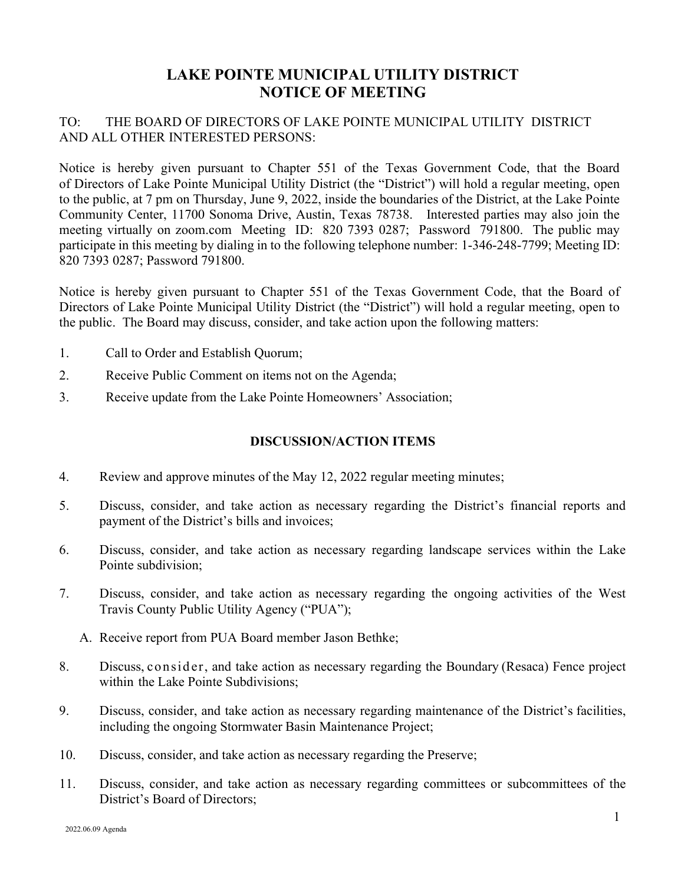# LAKE POINTE MUNICIPAL UTILITY DISTRICT
# NOTICE OF MEETING

TO: THE BOARD OF DIRECTORS OF LAKE POINTE MUNICIPAL UTILITY DISTRICT AND ALL OTHER INTERESTED PERSONS:

Notice is hereby given pursuant to Chapter 551 of the Texas Government Code, that the Board of Directors of Lake Pointe Municipal Utility District (the "District") will hold a regular meeting, open to the public, at 7 pm on Thursday, June 9, 2022, inside the boundaries of the District, at the Lake Pointe Community Center, 11700 Sonoma Drive, Austin, Texas 78738. Interested parties may also join the meeting virtually on zoom.com Meeting ID: 820 7393 0287; Password 791800. The public may participate in this meeting by dialing in to the following telephone number: 1-346-248-7799; Meeting ID: 820 7393 0287; Password 791800.

Notice is hereby given pursuant to Chapter 551 of the Texas Government Code, that the Board of Directors of Lake Pointe Municipal Utility District (the "District") will hold a regular meeting, open to the public. The Board may discuss, consider, and take action upon the following matters:

1. Call to Order and Establish Quorum;
2. Receive Public Comment on items not on the Agenda;
3. Receive update from the Lake Pointe Homeowners' Association;

## DISCUSSION/ACTION ITEMS

4. Review and approve minutes of the May 12, 2022 regular meeting minutes;
5. Discuss, consider, and take action as necessary regarding the District's financial reports and payment of the District's bills and invoices;
6. Discuss, consider, and take action as necessary regarding landscape services within the Lake Pointe subdivision;
7. Discuss, consider, and take action as necessary regarding the ongoing activities of the West Travis County Public Utility Agency ("PUA");
   A. Receive report from PUA Board member Jason Bethke;
8. Discuss, consider, and take action as necessary regarding the Boundary (Resaca) Fence project within the Lake Pointe Subdivisions;
9. Discuss, consider, and take action as necessary regarding maintenance of the District's facilities, including the ongoing Stormwater Basin Maintenance Project;
10. Discuss, consider, and take action as necessary regarding the Preserve;
11. Discuss, consider, and take action as necessary regarding committees or subcommittees of the District's Board of Directors;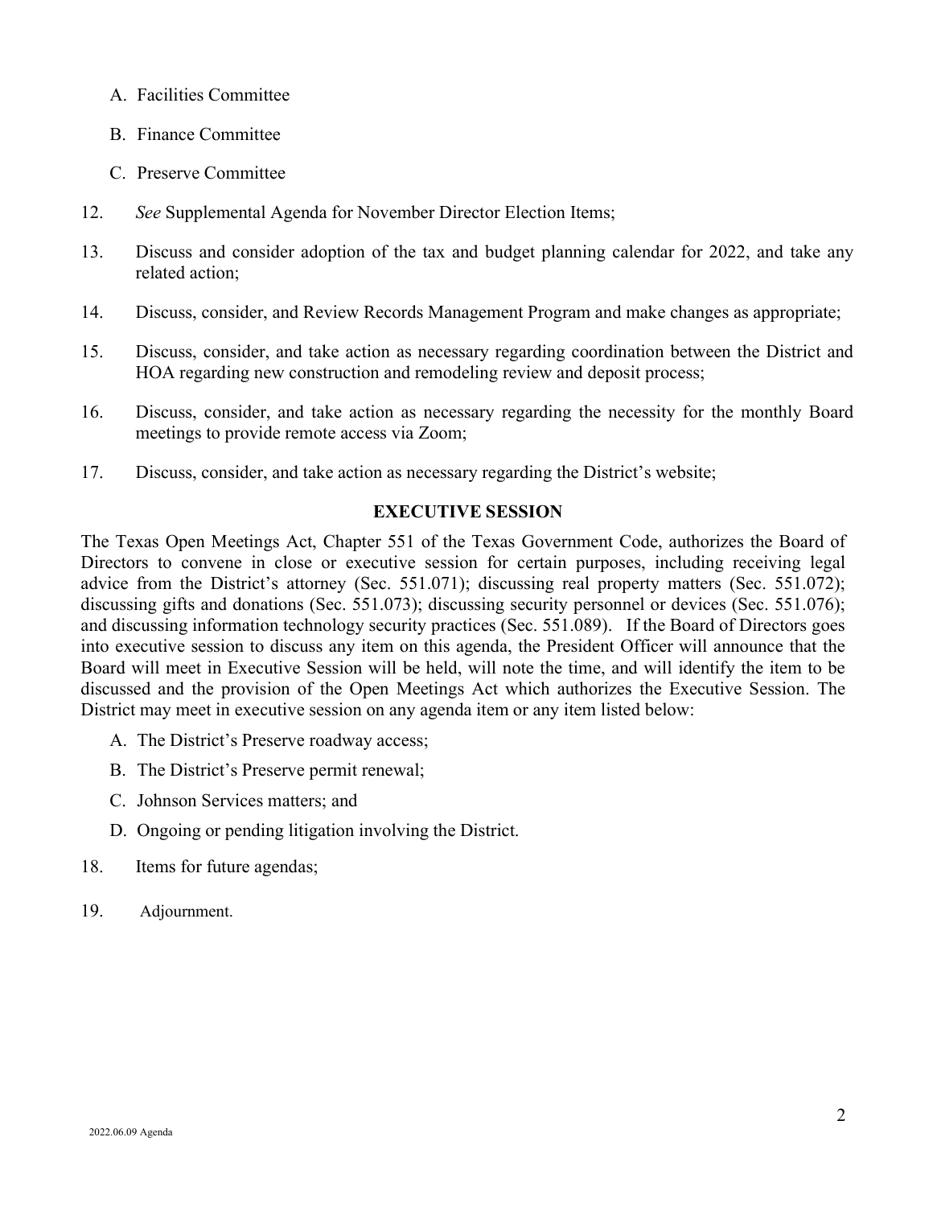A. Facilities Committee

B. Finance Committee

C. Preserve Committee

12. *See* Supplemental Agenda for November Director Election Items;

13. Discuss and consider adoption of the tax and budget planning calendar for 2022, and take any related action;

14. Discuss, consider, and Review Records Management Program and make changes as appropriate;

15. Discuss, consider, and take action as necessary regarding coordination between the District and HOA regarding new construction and remodeling review and deposit process;

16. Discuss, consider, and take action as necessary regarding the necessity for the monthly Board meetings to provide remote access via Zoom;

17. Discuss, consider, and take action as necessary regarding the District's website;

**EXECUTIVE SESSION**

The Texas Open Meetings Act, Chapter 551 of the Texas Government Code, authorizes the Board of Directors to convene in close or executive session for certain purposes, including receiving legal advice from the District's attorney (Sec. 551.071); discussing real property matters (Sec. 551.072); discussing gifts and donations (Sec. 551.073); discussing security personnel or devices (Sec. 551.076); and discussing information technology security practices (Sec. 551.089). If the Board of Directors goes into executive session to discuss any item on this agenda, the President Officer will announce that the Board will meet in Executive Session will be held, will note the time, and will identify the item to be discussed and the provision of the Open Meetings Act which authorizes the Executive Session. The District may meet in executive session on any agenda item or any item listed below:

A. The District's Preserve roadway access;

B. The District's Preserve permit renewal;

C. Johnson Services matters; and

D. Ongoing or pending litigation involving the District.

18. Items for future agendas;

19. Adjournment.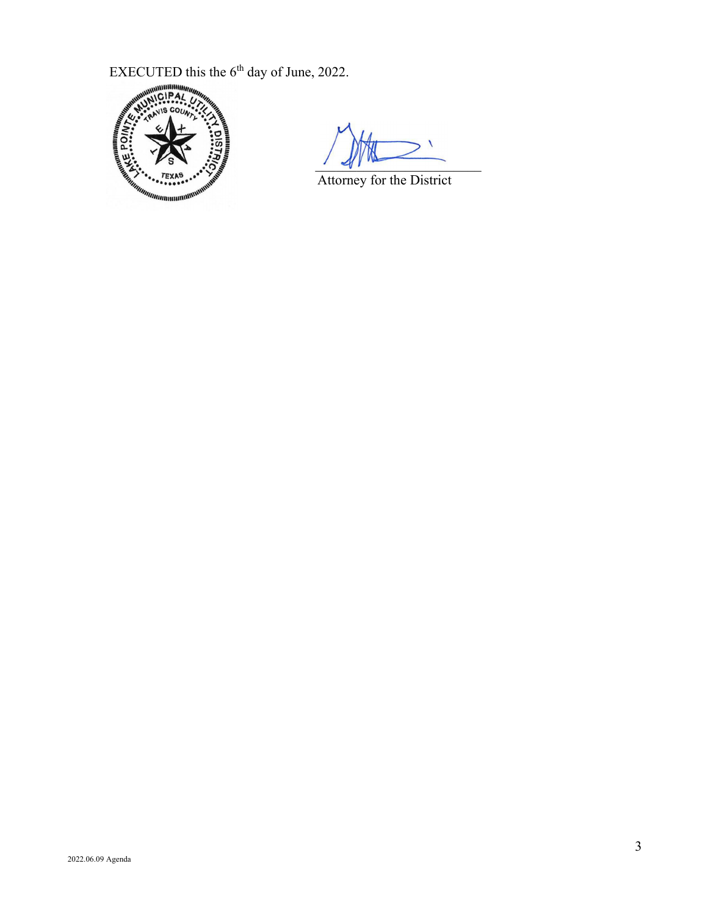EXECUTED this the 6th day of June, 2022.

Attorney for the District

2022.06.09 Agenda